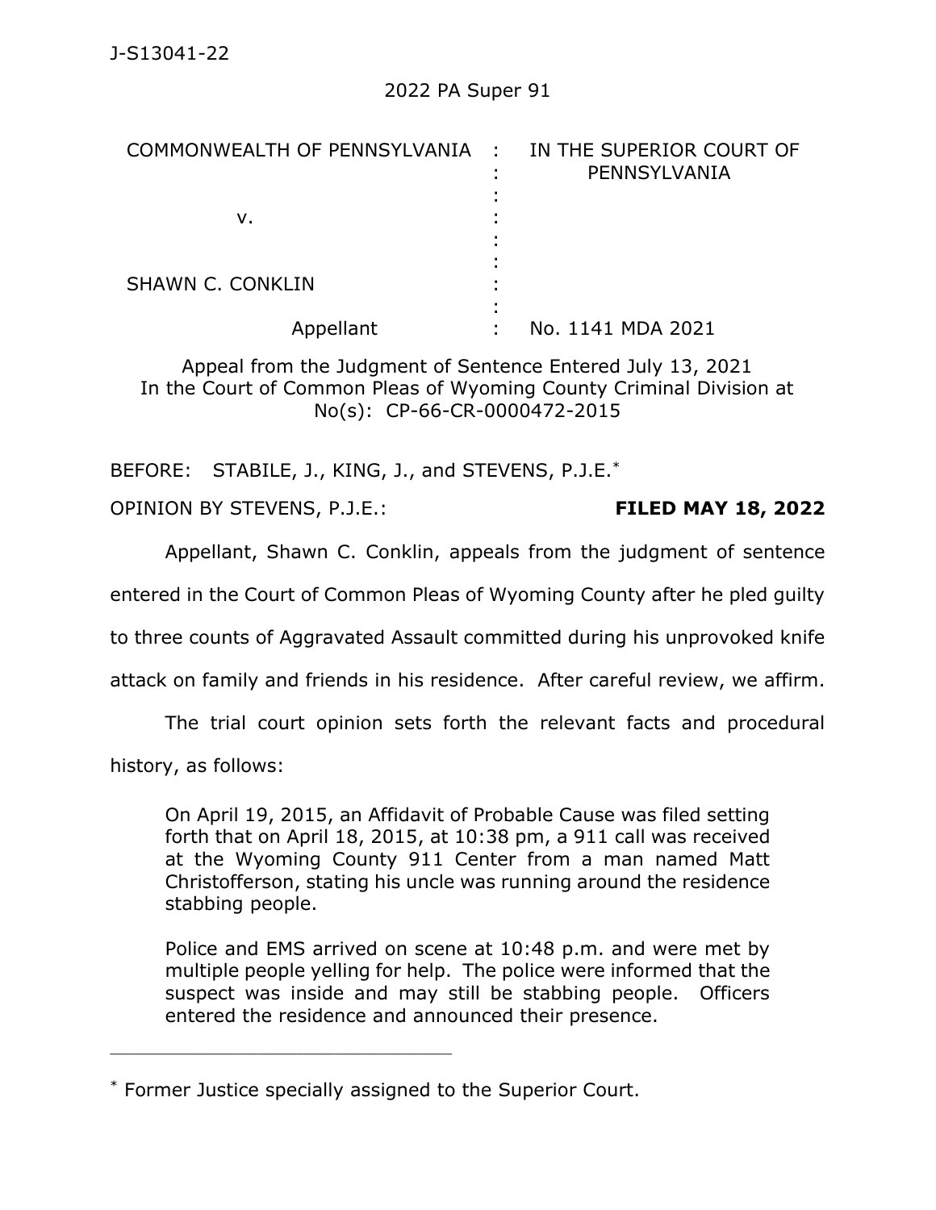J-S13041-22

2022 PA Super 91

| COMMONWEALTH OF PENNSYLVANIA | : | IN THE SUPERIOR COURT OF PENNSYLVANIA |
|---|---|---|
| v. | : | |
| SHAWN C. CONKLIN | : | |
| Appellant | : | No. 1141 MDA 2021 |

Appeal from the Judgment of Sentence Entered July 13, 2021
In the Court of Common Pleas of Wyoming County Criminal Division at No(s): CP-66-CR-0000472-2015

BEFORE: STABILE, J., KING, J., and STEVENS, P.J.E.*

OPINION BY STEVENS, P.J.E.: **FILED MAY 18, 2022**

Appellant, Shawn C. Conklin, appeals from the judgment of sentence entered in the Court of Common Pleas of Wyoming County after he pled guilty to three counts of Aggravated Assault committed during his unprovoked knife attack on family and friends in his residence. After careful review, we affirm.

The trial court opinion sets forth the relevant facts and procedural history, as follows:

> On April 19, 2015, an Affidavit of Probable Cause was filed setting forth that on April 18, 2015, at 10:38 pm, a 911 call was received at the Wyoming County 911 Center from a man named Matt Christofferson, stating his uncle was running around the residence stabbing people.
>
> Police and EMS arrived on scene at 10:48 p.m. and were met by multiple people yelling for help. The police were informed that the suspect was inside and may still be stabbing people. Officers entered the residence and announced their presence.

---

* Former Justice specially assigned to the Superior Court.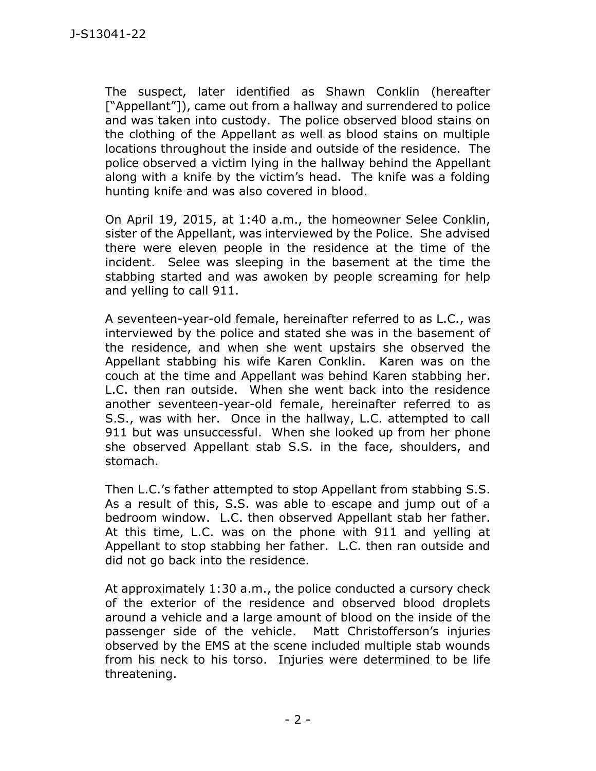The suspect, later identified as Shawn Conklin (hereafter ["Appellant"]), came out from a hallway and surrendered to police and was taken into custody. The police observed blood stains on the clothing of the Appellant as well as blood stains on multiple locations throughout the inside and outside of the residence. The police observed a victim lying in the hallway behind the Appellant along with a knife by the victim's head. The knife was a folding hunting knife and was also covered in blood.

On April 19, 2015, at 1:40 a.m., the homeowner Selee Conklin, sister of the Appellant, was interviewed by the Police. She advised there were eleven people in the residence at the time of the incident. Selee was sleeping in the basement at the time the stabbing started and was awoken by people screaming for help and yelling to call 911.

A seventeen-year-old female, hereinafter referred to as L.C., was interviewed by the police and stated she was in the basement of the residence, and when she went upstairs she observed the Appellant stabbing his wife Karen Conklin. Karen was on the couch at the time and Appellant was behind Karen stabbing her. L.C. then ran outside. When she went back into the residence another seventeen-year-old female, hereinafter referred to as S.S., was with her. Once in the hallway, L.C. attempted to call 911 but was unsuccessful. When she looked up from her phone she observed Appellant stab S.S. in the face, shoulders, and stomach.

Then L.C.'s father attempted to stop Appellant from stabbing S.S. As a result of this, S.S. was able to escape and jump out of a bedroom window. L.C. then observed Appellant stab her father. At this time, L.C. was on the phone with 911 and yelling at Appellant to stop stabbing her father. L.C. then ran outside and did not go back into the residence.

At approximately 1:30 a.m., the police conducted a cursory check of the exterior of the residence and observed blood droplets around a vehicle and a large amount of blood on the inside of the passenger side of the vehicle. Matt Christofferson's injuries observed by the EMS at the scene included multiple stab wounds from his neck to his torso. Injuries were determined to be life threatening.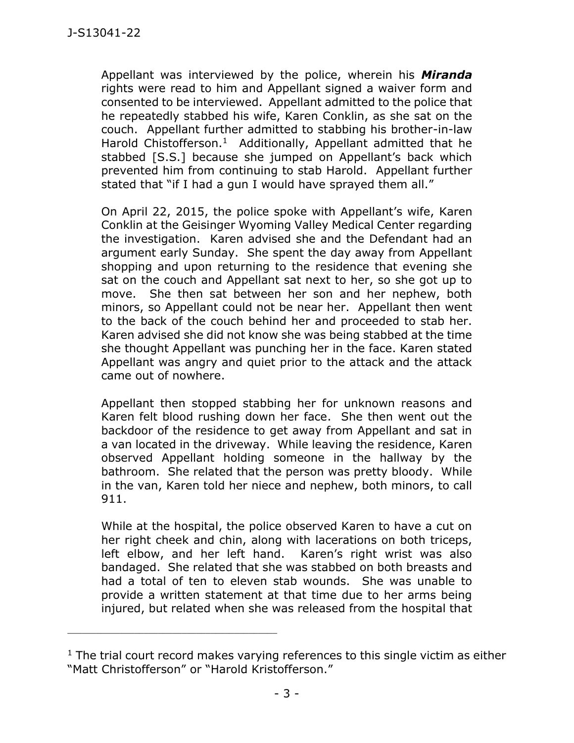Appellant was interviewed by the police, wherein his ***Miranda*** rights were read to him and Appellant signed a waiver form and consented to be interviewed. Appellant admitted to the police that he repeatedly stabbed his wife, Karen Conklin, as she sat on the couch. Appellant further admitted to stabbing his brother-in-law Harold Chistofferson.[1] Additionally, Appellant admitted that he stabbed [S.S.] because she jumped on Appellant's back which prevented him from continuing to stab Harold. Appellant further stated that "if I had a gun I would have sprayed them all."

On April 22, 2015, the police spoke with Appellant's wife, Karen Conklin at the Geisinger Wyoming Valley Medical Center regarding the investigation. Karen advised she and the Defendant had an argument early Sunday. She spent the day away from Appellant shopping and upon returning to the residence that evening she sat on the couch and Appellant sat next to her, so she got up to move. She then sat between her son and her nephew, both minors, so Appellant could not be near her. Appellant then went to the back of the couch behind her and proceeded to stab her. Karen advised she did not know she was being stabbed at the time she thought Appellant was punching her in the face. Karen stated Appellant was angry and quiet prior to the attack and the attack came out of nowhere.

Appellant then stopped stabbing her for unknown reasons and Karen felt blood rushing down her face. She then went out the backdoor of the residence to get away from Appellant and sat in a van located in the driveway. While leaving the residence, Karen observed Appellant holding someone in the hallway by the bathroom. She related that the person was pretty bloody. While in the van, Karen told her niece and nephew, both minors, to call 911.

While at the hospital, the police observed Karen to have a cut on her right cheek and chin, along with lacerations on both triceps, left elbow, and her left hand. Karen's right wrist was also bandaged. She related that she was stabbed on both breasts and had a total of ten to eleven stab wounds. She was unable to provide a written statement at that time due to her arms being injured, but related when she was released from the hospital that

---

[1] The trial court record makes varying references to this single victim as either "Matt Christofferson" or "Harold Kristofferson."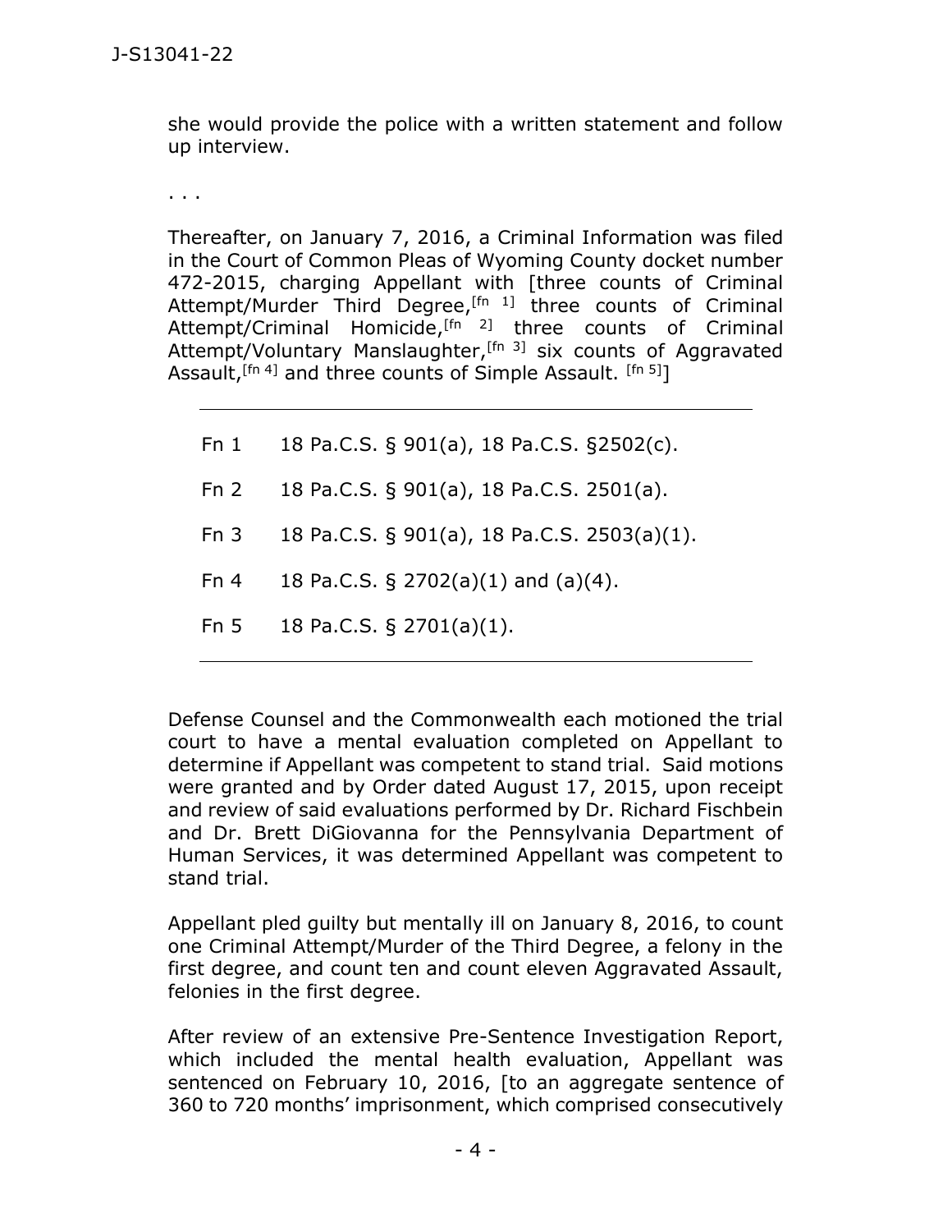she would provide the police with a written statement and follow up interview.

. . .

Thereafter, on January 7, 2016, a Criminal Information was filed in the Court of Common Pleas of Wyoming County docket number 472-2015, charging Appellant with [three counts of Criminal Attempt/Murder Third Degree,[fn 1] three counts of Criminal Attempt/Criminal Homicide,[fn 2] three counts of Criminal Attempt/Voluntary Manslaughter,[fn 3] six counts of Aggravated Assault,[fn 4] and three counts of Simple Assault. [fn 5]]

---

Fn 1 18 Pa.C.S. § 901(a), 18 Pa.C.S. §2502(c).

Fn 2 18 Pa.C.S. § 901(a), 18 Pa.C.S. 2501(a).

Fn 3 18 Pa.C.S. § 901(a), 18 Pa.C.S. 2503(a)(1).

Fn 4 18 Pa.C.S. § 2702(a)(1) and (a)(4).

Fn 5 18 Pa.C.S. § 2701(a)(1).

---

Defense Counsel and the Commonwealth each motioned the trial court to have a mental evaluation completed on Appellant to determine if Appellant was competent to stand trial. Said motions were granted and by Order dated August 17, 2015, upon receipt and review of said evaluations performed by Dr. Richard Fischbein and Dr. Brett DiGiovanna for the Pennsylvania Department of Human Services, it was determined Appellant was competent to stand trial.

Appellant pled guilty but mentally ill on January 8, 2016, to count one Criminal Attempt/Murder of the Third Degree, a felony in the first degree, and count ten and count eleven Aggravated Assault, felonies in the first degree.

After review of an extensive Pre-Sentence Investigation Report, which included the mental health evaluation, Appellant was sentenced on February 10, 2016, [to an aggregate sentence of 360 to 720 months' imprisonment, which comprised consecutively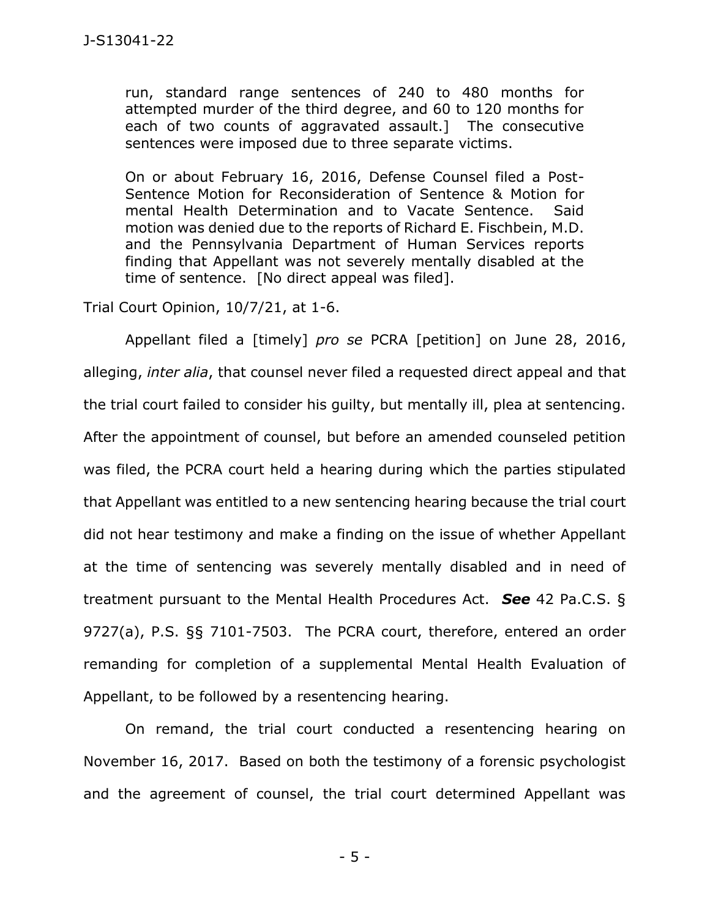> run, standard range sentences of 240 to 480 months for attempted murder of the third degree, and 60 to 120 months for each of two counts of aggravated assault.] The consecutive sentences were imposed due to three separate victims.
>
> On or about February 16, 2016, Defense Counsel filed a Post-Sentence Motion for Reconsideration of Sentence & Motion for mental Health Determination and to Vacate Sentence. Said motion was denied due to the reports of Richard E. Fischbein, M.D. and the Pennsylvania Department of Human Services reports finding that Appellant was not severely mentally disabled at the time of sentence. [No direct appeal was filed].

Trial Court Opinion, 10/7/21, at 1-6.

Appellant filed a [timely] *pro se* PCRA [petition] on June 28, 2016, alleging, *inter alia*, that counsel never filed a requested direct appeal and that the trial court failed to consider his guilty, but mentally ill, plea at sentencing. After the appointment of counsel, but before an amended counseled petition was filed, the PCRA court held a hearing during which the parties stipulated that Appellant was entitled to a new sentencing hearing because the trial court did not hear testimony and make a finding on the issue of whether Appellant at the time of sentencing was severely mentally disabled and in need of treatment pursuant to the Mental Health Procedures Act. ***See*** 42 Pa.C.S. § 9727(a), P.S. §§ 7101-7503. The PCRA court, therefore, entered an order remanding for completion of a supplemental Mental Health Evaluation of Appellant, to be followed by a resentencing hearing.

On remand, the trial court conducted a resentencing hearing on November 16, 2017. Based on both the testimony of a forensic psychologist and the agreement of counsel, the trial court determined Appellant was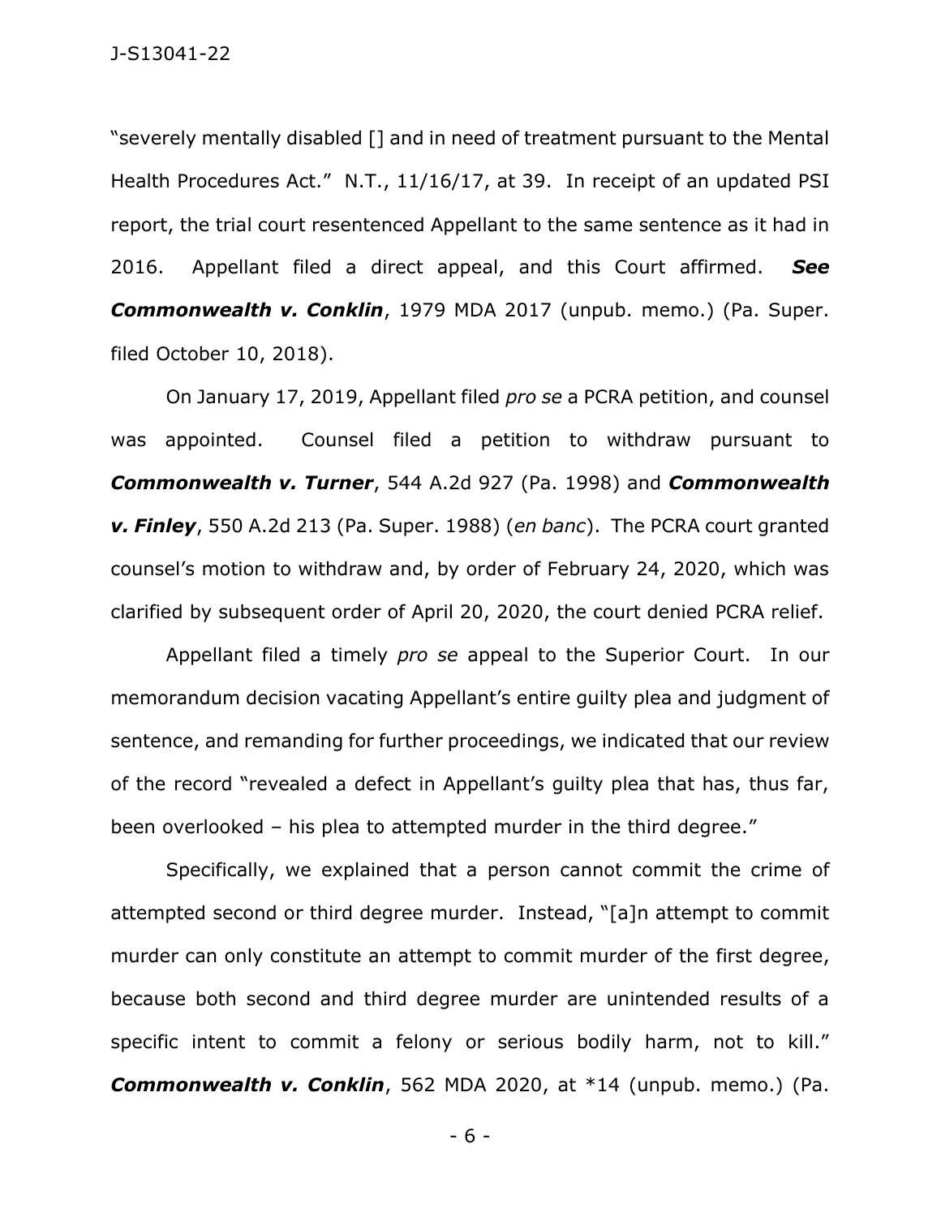"severely mentally disabled [] and in need of treatment pursuant to the Mental Health Procedures Act." N.T., 11/16/17, at 39. In receipt of an updated PSI report, the trial court resentenced Appellant to the same sentence as it had in 2016. Appellant filed a direct appeal, and this Court affirmed. ***See Commonwealth v. Conklin***, 1979 MDA 2017 (unpub. memo.) (Pa. Super. filed October 10, 2018).

On January 17, 2019, Appellant filed *pro se* a PCRA petition, and counsel was appointed. Counsel filed a petition to withdraw pursuant to ***Commonwealth v. Turner***, 544 A.2d 927 (Pa. 1998) and ***Commonwealth v. Finley***, 550 A.2d 213 (Pa. Super. 1988) (*en banc*). The PCRA court granted counsel's motion to withdraw and, by order of February 24, 2020, which was clarified by subsequent order of April 20, 2020, the court denied PCRA relief.

Appellant filed a timely *pro se* appeal to the Superior Court. In our memorandum decision vacating Appellant's entire guilty plea and judgment of sentence, and remanding for further proceedings, we indicated that our review of the record "revealed a defect in Appellant's guilty plea that has, thus far, been overlooked – his plea to attempted murder in the third degree."

Specifically, we explained that a person cannot commit the crime of attempted second or third degree murder. Instead, "[a]n attempt to commit murder can only constitute an attempt to commit murder of the first degree, because both second and third degree murder are unintended results of a specific intent to commit a felony or serious bodily harm, not to kill." ***Commonwealth v. Conklin***, 562 MDA 2020, at *14 (unpub. memo.) (Pa.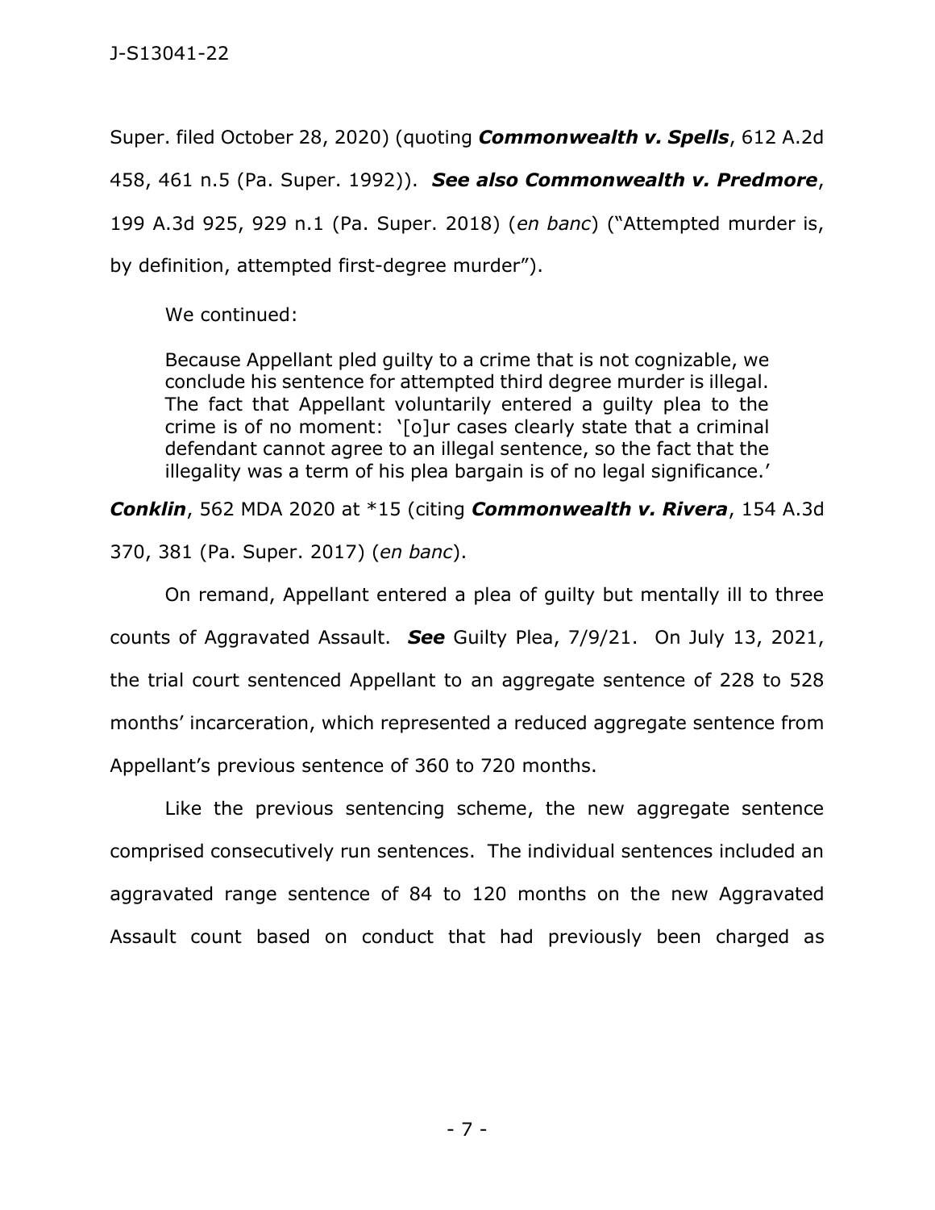Super. filed October 28, 2020) (quoting ***Commonwealth v. Spells***, 612 A.2d 458, 461 n.5 (Pa. Super. 1992)). ***See also Commonwealth v. Predmore***, 199 A.3d 925, 929 n.1 (Pa. Super. 2018) (*en banc*) ("Attempted murder is, by definition, attempted first-degree murder").

We continued:

> Because Appellant pled guilty to a crime that is not cognizable, we conclude his sentence for attempted third degree murder is illegal. The fact that Appellant voluntarily entered a guilty plea to the crime is of no moment: '[o]ur cases clearly state that a criminal defendant cannot agree to an illegal sentence, so the fact that the illegality was a term of his plea bargain is of no legal significance.'

***Conklin***, 562 MDA 2020 at *15 (citing ***Commonwealth v. Rivera***, 154 A.3d 370, 381 (Pa. Super. 2017) (*en banc*).

On remand, Appellant entered a plea of guilty but mentally ill to three counts of Aggravated Assault. ***See*** Guilty Plea, 7/9/21. On July 13, 2021, the trial court sentenced Appellant to an aggregate sentence of 228 to 528 months' incarceration, which represented a reduced aggregate sentence from Appellant's previous sentence of 360 to 720 months.

Like the previous sentencing scheme, the new aggregate sentence comprised consecutively run sentences. The individual sentences included an aggravated range sentence of 84 to 120 months on the new Aggravated Assault count based on conduct that had previously been charged as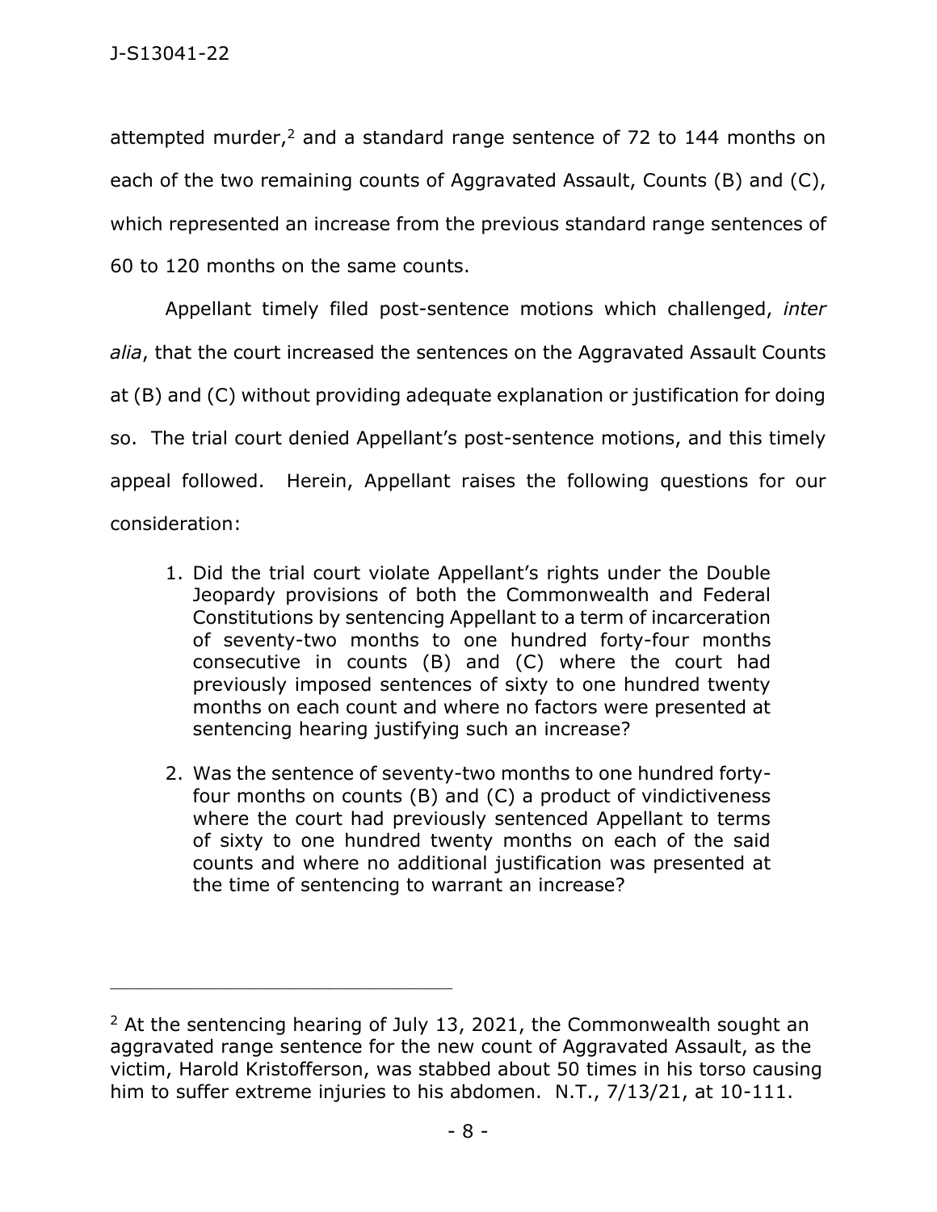attempted murder,[2] and a standard range sentence of 72 to 144 months on each of the two remaining counts of Aggravated Assault, Counts (B) and (C), which represented an increase from the previous standard range sentences of 60 to 120 months on the same counts.

Appellant timely filed post-sentence motions which challenged, *inter alia*, that the court increased the sentences on the Aggravated Assault Counts at (B) and (C) without providing adequate explanation or justification for doing so. The trial court denied Appellant's post-sentence motions, and this timely appeal followed. Herein, Appellant raises the following questions for our consideration:

> 1. Did the trial court violate Appellant's rights under the Double Jeopardy provisions of both the Commonwealth and Federal Constitutions by sentencing Appellant to a term of incarceration of seventy-two months to one hundred forty-four months consecutive in counts (B) and (C) where the court had previously imposed sentences of sixty to one hundred twenty months on each count and where no factors were presented at sentencing hearing justifying such an increase?
>
> 2. Was the sentence of seventy-two months to one hundred forty-four months on counts (B) and (C) a product of vindictiveness where the court had previously sentenced Appellant to terms of sixty to one hundred twenty months on each of the said counts and where no additional justification was presented at the time of sentencing to warrant an increase?

---

[2] At the sentencing hearing of July 13, 2021, the Commonwealth sought an aggravated range sentence for the new count of Aggravated Assault, as the victim, Harold Kristofferson, was stabbed about 50 times in his torso causing him to suffer extreme injuries to his abdomen. N.T., 7/13/21, at 10-111.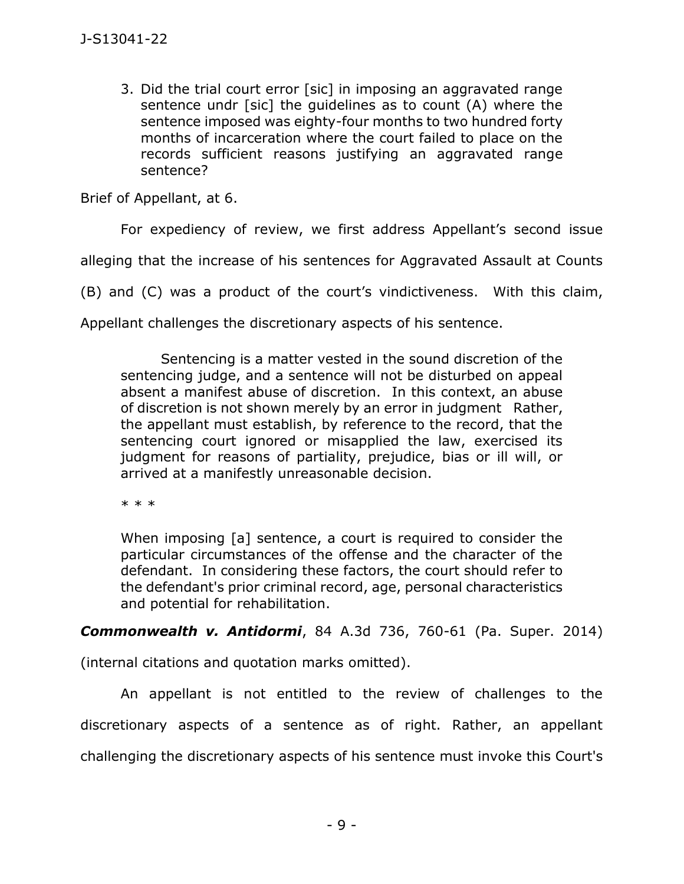3. Did the trial court error [sic] in imposing an aggravated range sentence undr [sic] the guidelines as to count (A) where the sentence imposed was eighty-four months to two hundred forty months of incarceration where the court failed to place on the records sufficient reasons justifying an aggravated range sentence?

Brief of Appellant, at 6.

For expediency of review, we first address Appellant's second issue alleging that the increase of his sentences for Aggravated Assault at Counts (B) and (C) was a product of the court's vindictiveness. With this claim, Appellant challenges the discretionary aspects of his sentence.

> Sentencing is a matter vested in the sound discretion of the sentencing judge, and a sentence will not be disturbed on appeal absent a manifest abuse of discretion. In this context, an abuse of discretion is not shown merely by an error in judgment Rather, the appellant must establish, by reference to the record, that the sentencing court ignored or misapplied the law, exercised its judgment for reasons of partiality, prejudice, bias or ill will, or arrived at a manifestly unreasonable decision.
>
> \* \* \*
>
> When imposing [a] sentence, a court is required to consider the particular circumstances of the offense and the character of the defendant. In considering these factors, the court should refer to the defendant's prior criminal record, age, personal characteristics and potential for rehabilitation.

***Commonwealth v. Antidormi***, 84 A.3d 736, 760-61 (Pa. Super. 2014) (internal citations and quotation marks omitted).

An appellant is not entitled to the review of challenges to the discretionary aspects of a sentence as of right. Rather, an appellant challenging the discretionary aspects of his sentence must invoke this Court's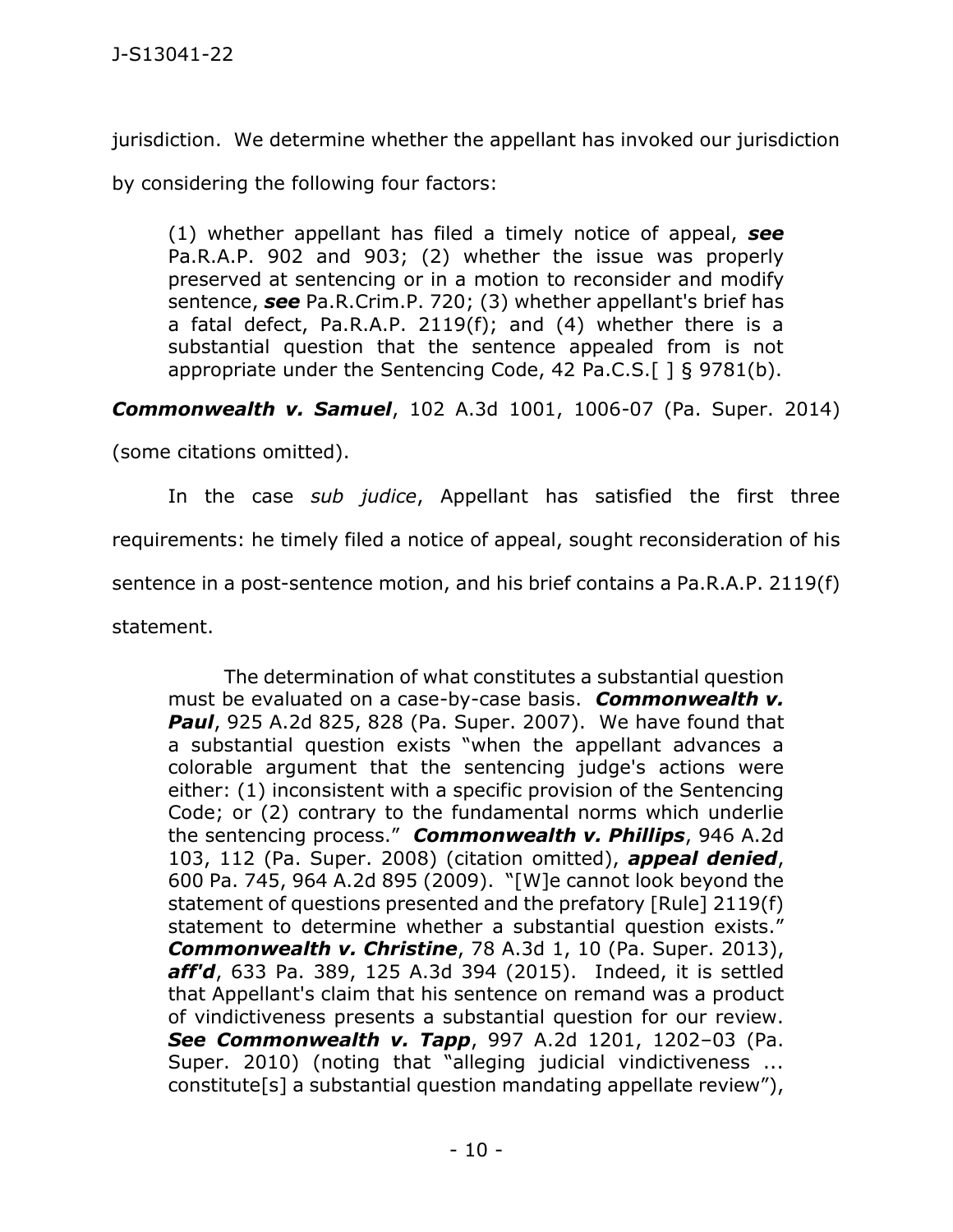jurisdiction. We determine whether the appellant has invoked our jurisdiction by considering the following four factors:

> (1) whether appellant has filed a timely notice of appeal, ***see*** Pa.R.A.P. 902 and 903; (2) whether the issue was properly preserved at sentencing or in a motion to reconsider and modify sentence, ***see*** Pa.R.Crim.P. 720; (3) whether appellant's brief has a fatal defect, Pa.R.A.P. 2119(f); and (4) whether there is a substantial question that the sentence appealed from is not appropriate under the Sentencing Code, 42 Pa.C.S.[ ] § 9781(b).

***Commonwealth v. Samuel***, 102 A.3d 1001, 1006-07 (Pa. Super. 2014) (some citations omitted).

In the case *sub judice*, Appellant has satisfied the first three requirements: he timely filed a notice of appeal, sought reconsideration of his sentence in a post-sentence motion, and his brief contains a Pa.R.A.P. 2119(f) statement.

> The determination of what constitutes a substantial question must be evaluated on a case-by-case basis. ***Commonwealth v. Paul***, 925 A.2d 825, 828 (Pa. Super. 2007). We have found that a substantial question exists "when the appellant advances a colorable argument that the sentencing judge's actions were either: (1) inconsistent with a specific provision of the Sentencing Code; or (2) contrary to the fundamental norms which underlie the sentencing process." ***Commonwealth v. Phillips***, 946 A.2d 103, 112 (Pa. Super. 2008) (citation omitted), ***appeal denied***, 600 Pa. 745, 964 A.2d 895 (2009). "[W]e cannot look beyond the statement of questions presented and the prefatory [Rule] 2119(f) statement to determine whether a substantial question exists." ***Commonwealth v. Christine***, 78 A.3d 1, 10 (Pa. Super. 2013), ***aff'd***, 633 Pa. 389, 125 A.3d 394 (2015). Indeed, it is settled that Appellant's claim that his sentence on remand was a product of vindictiveness presents a substantial question for our review. ***See Commonwealth v. Tapp***, 997 A.2d 1201, 1202–03 (Pa. Super. 2010) (noting that "alleging judicial vindictiveness ... constitute[s] a substantial question mandating appellate review"),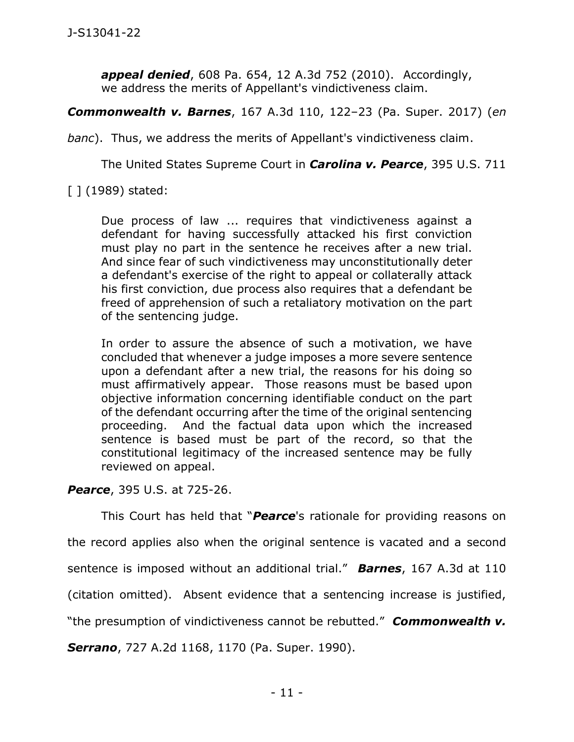> ***appeal denied***, 608 Pa. 654, 12 A.3d 752 (2010). Accordingly, we address the merits of Appellant's vindictiveness claim.

***Commonwealth v. Barnes***, 167 A.3d 110, 122–23 (Pa. Super. 2017) (*en banc*). Thus, we address the merits of Appellant's vindictiveness claim.

The United States Supreme Court in ***Carolina v. Pearce***, 395 U.S. 711 [ ] (1989) stated:

> Due process of law ... requires that vindictiveness against a defendant for having successfully attacked his first conviction must play no part in the sentence he receives after a new trial. And since fear of such vindictiveness may unconstitutionally deter a defendant's exercise of the right to appeal or collaterally attack his first conviction, due process also requires that a defendant be freed of apprehension of such a retaliatory motivation on the part of the sentencing judge.
>
> In order to assure the absence of such a motivation, we have concluded that whenever a judge imposes a more severe sentence upon a defendant after a new trial, the reasons for his doing so must affirmatively appear. Those reasons must be based upon objective information concerning identifiable conduct on the part of the defendant occurring after the time of the original sentencing proceeding. And the factual data upon which the increased sentence is based must be part of the record, so that the constitutional legitimacy of the increased sentence may be fully reviewed on appeal.

***Pearce***, 395 U.S. at 725-26.

This Court has held that "***Pearce***'s rationale for providing reasons on the record applies also when the original sentence is vacated and a second sentence is imposed without an additional trial." ***Barnes***, 167 A.3d at 110 (citation omitted). Absent evidence that a sentencing increase is justified, "the presumption of vindictiveness cannot be rebutted." ***Commonwealth v. Serrano***, 727 A.2d 1168, 1170 (Pa. Super. 1990).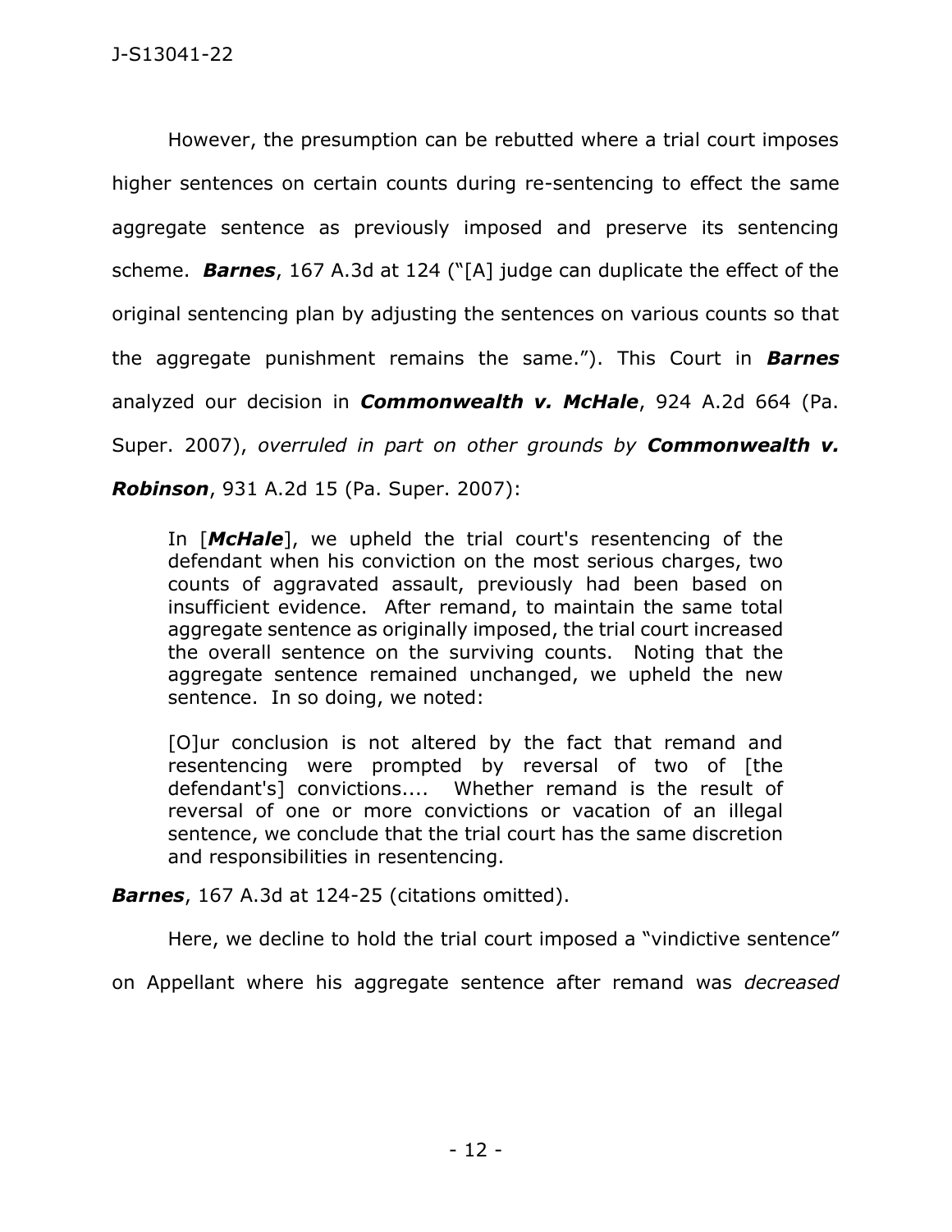However, the presumption can be rebutted where a trial court imposes higher sentences on certain counts during re-sentencing to effect the same aggregate sentence as previously imposed and preserve its sentencing scheme. ***Barnes***, 167 A.3d at 124 ("[A] judge can duplicate the effect of the original sentencing plan by adjusting the sentences on various counts so that the aggregate punishment remains the same."). This Court in ***Barnes*** analyzed our decision in ***Commonwealth v. McHale***, 924 A.2d 664 (Pa. Super. 2007), *overruled in part on other grounds by* ***Commonwealth v. Robinson***, 931 A.2d 15 (Pa. Super. 2007):

> In [***McHale***], we upheld the trial court's resentencing of the defendant when his conviction on the most serious charges, two counts of aggravated assault, previously had been based on insufficient evidence. After remand, to maintain the same total aggregate sentence as originally imposed, the trial court increased the overall sentence on the surviving counts. Noting that the aggregate sentence remained unchanged, we upheld the new sentence. In so doing, we noted:
>
> [O]ur conclusion is not altered by the fact that remand and resentencing were prompted by reversal of two of [the defendant's] convictions.... Whether remand is the result of reversal of one or more convictions or vacation of an illegal sentence, we conclude that the trial court has the same discretion and responsibilities in resentencing.

***Barnes***, 167 A.3d at 124-25 (citations omitted).

Here, we decline to hold the trial court imposed a "vindictive sentence" on Appellant where his aggregate sentence after remand was *decreased*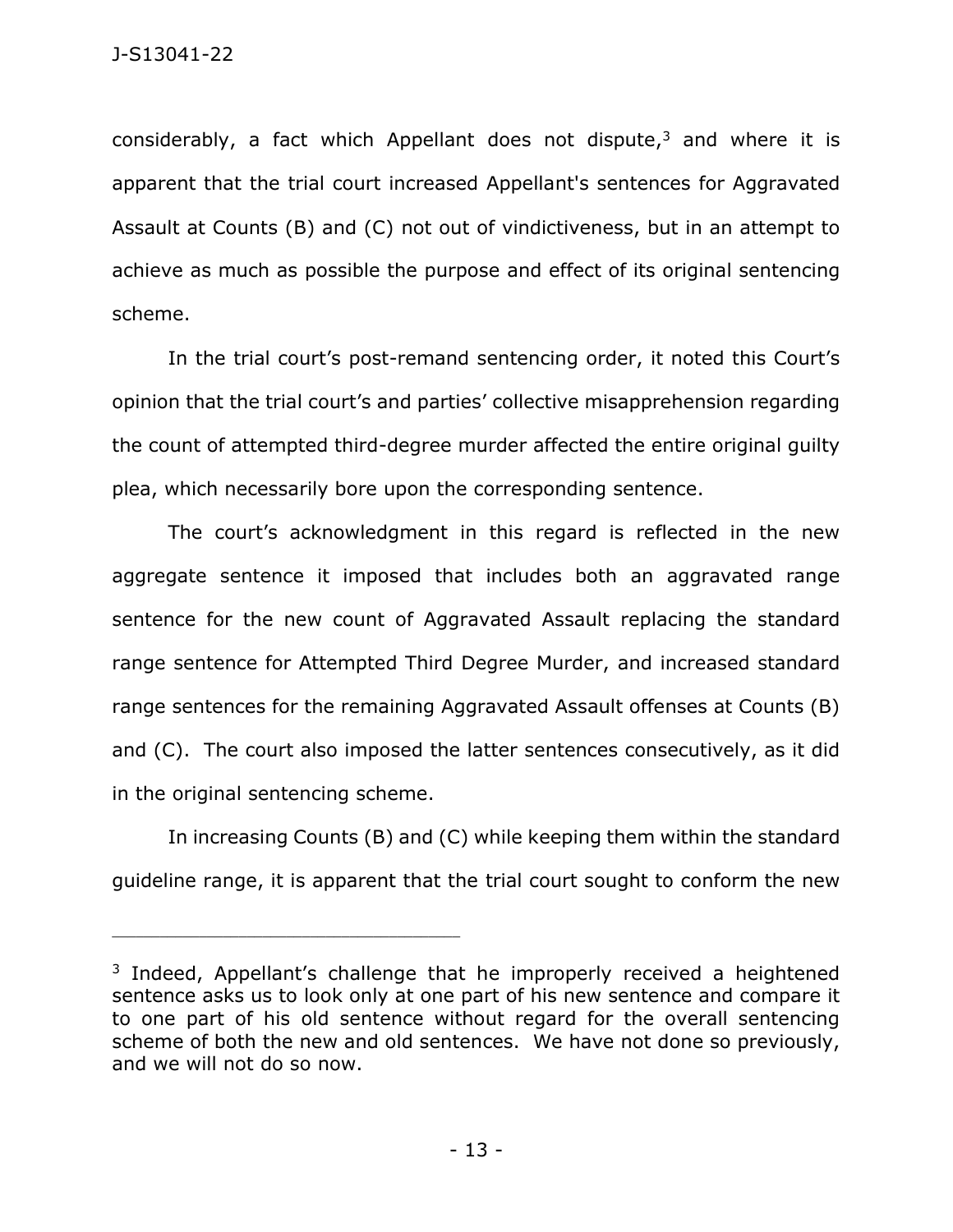considerably, a fact which Appellant does not dispute,[3] and where it is apparent that the trial court increased Appellant's sentences for Aggravated Assault at Counts (B) and (C) not out of vindictiveness, but in an attempt to achieve as much as possible the purpose and effect of its original sentencing scheme.

In the trial court's post-remand sentencing order, it noted this Court's opinion that the trial court's and parties' collective misapprehension regarding the count of attempted third-degree murder affected the entire original guilty plea, which necessarily bore upon the corresponding sentence.

The court's acknowledgment in this regard is reflected in the new aggregate sentence it imposed that includes both an aggravated range sentence for the new count of Aggravated Assault replacing the standard range sentence for Attempted Third Degree Murder, and increased standard range sentences for the remaining Aggravated Assault offenses at Counts (B) and (C). The court also imposed the latter sentences consecutively, as it did in the original sentencing scheme.

In increasing Counts (B) and (C) while keeping them within the standard guideline range, it is apparent that the trial court sought to conform the new

---

[3] Indeed, Appellant's challenge that he improperly received a heightened sentence asks us to look only at one part of his new sentence and compare it to one part of his old sentence without regard for the overall sentencing scheme of both the new and old sentences. We have not done so previously, and we will not do so now.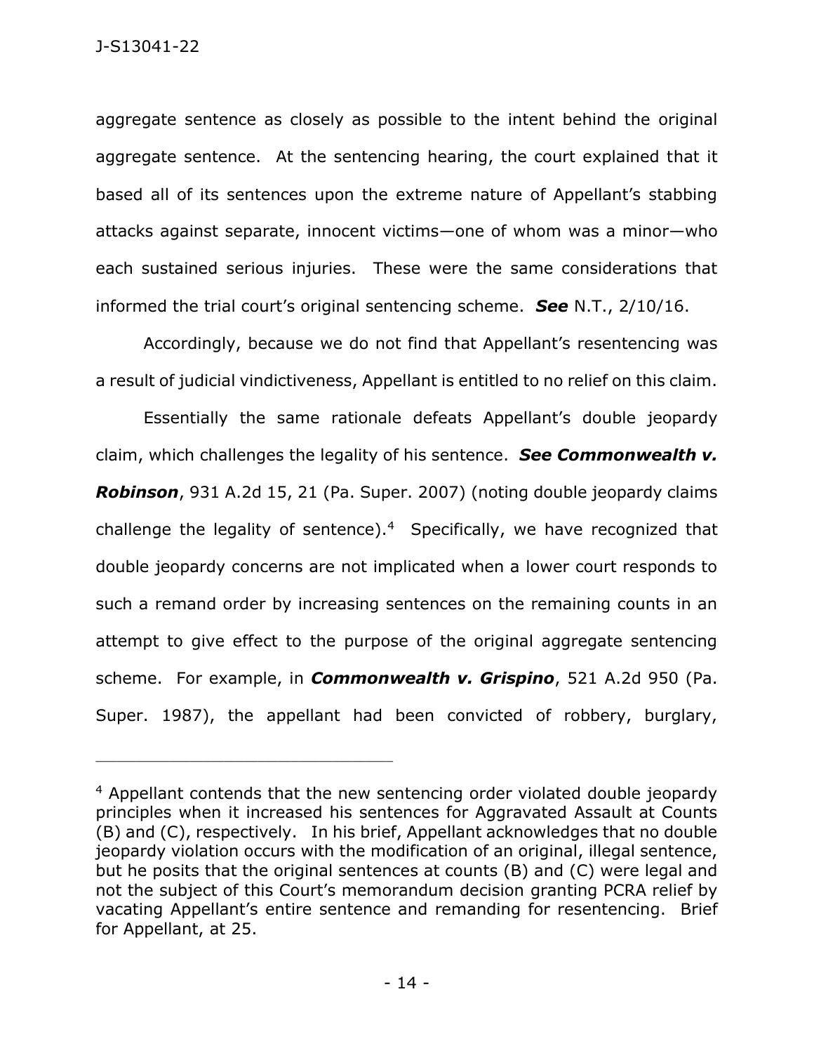aggregate sentence as closely as possible to the intent behind the original aggregate sentence. At the sentencing hearing, the court explained that it based all of its sentences upon the extreme nature of Appellant's stabbing attacks against separate, innocent victims—one of whom was a minor—who each sustained serious injuries. These were the same considerations that informed the trial court's original sentencing scheme. ***See*** N.T., 2/10/16.

Accordingly, because we do not find that Appellant's resentencing was a result of judicial vindictiveness, Appellant is entitled to no relief on this claim.

Essentially the same rationale defeats Appellant's double jeopardy claim, which challenges the legality of his sentence. ***See Commonwealth v. Robinson***, 931 A.2d 15, 21 (Pa. Super. 2007) (noting double jeopardy claims challenge the legality of sentence).[4] Specifically, we have recognized that double jeopardy concerns are not implicated when a lower court responds to such a remand order by increasing sentences on the remaining counts in an attempt to give effect to the purpose of the original aggregate sentencing scheme. For example, in ***Commonwealth v. Grispino***, 521 A.2d 950 (Pa. Super. 1987), the appellant had been convicted of robbery, burglary,

---

[4] Appellant contends that the new sentencing order violated double jeopardy principles when it increased his sentences for Aggravated Assault at Counts (B) and (C), respectively. In his brief, Appellant acknowledges that no double jeopardy violation occurs with the modification of an original, illegal sentence, but he posits that the original sentences at counts (B) and (C) were legal and not the subject of this Court's memorandum decision granting PCRA relief by vacating Appellant's entire sentence and remanding for resentencing. Brief for Appellant, at 25.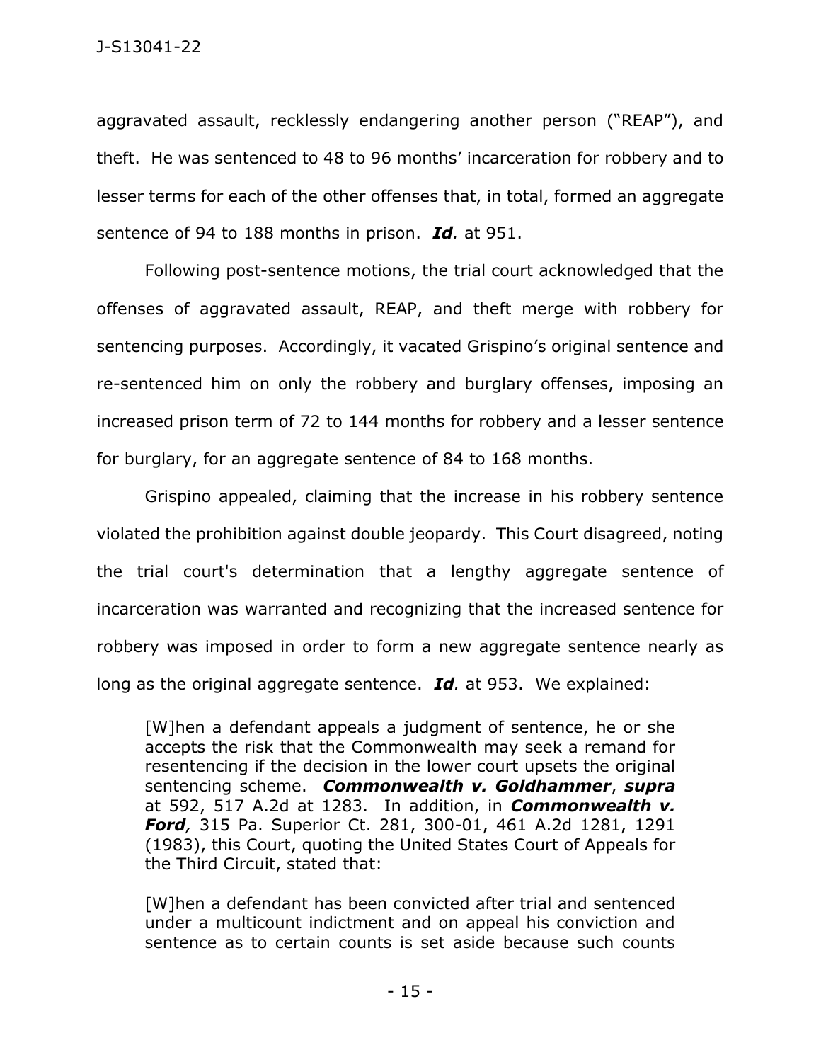aggravated assault, recklessly endangering another person ("REAP"), and theft. He was sentenced to 48 to 96 months' incarceration for robbery and to lesser terms for each of the other offenses that, in total, formed an aggregate sentence of 94 to 188 months in prison. ***Id.*** at 951.

Following post-sentence motions, the trial court acknowledged that the offenses of aggravated assault, REAP, and theft merge with robbery for sentencing purposes. Accordingly, it vacated Grispino's original sentence and re-sentenced him on only the robbery and burglary offenses, imposing an increased prison term of 72 to 144 months for robbery and a lesser sentence for burglary, for an aggregate sentence of 84 to 168 months.

Grispino appealed, claiming that the increase in his robbery sentence violated the prohibition against double jeopardy. This Court disagreed, noting the trial court's determination that a lengthy aggregate sentence of incarceration was warranted and recognizing that the increased sentence for robbery was imposed in order to form a new aggregate sentence nearly as long as the original aggregate sentence. ***Id.*** at 953. We explained:

> [W]hen a defendant appeals a judgment of sentence, he or she accepts the risk that the Commonwealth may seek a remand for resentencing if the decision in the lower court upsets the original sentencing scheme. ***Commonwealth v. Goldhammer***, ***supra*** at 592, 517 A.2d at 1283. In addition, in ***Commonwealth v. Ford,*** 315 Pa. Superior Ct. 281, 300-01, 461 A.2d 1281, 1291 (1983), this Court, quoting the United States Court of Appeals for the Third Circuit, stated that:
>
> [W]hen a defendant has been convicted after trial and sentenced under a multicount indictment and on appeal his conviction and sentence as to certain counts is set aside because such counts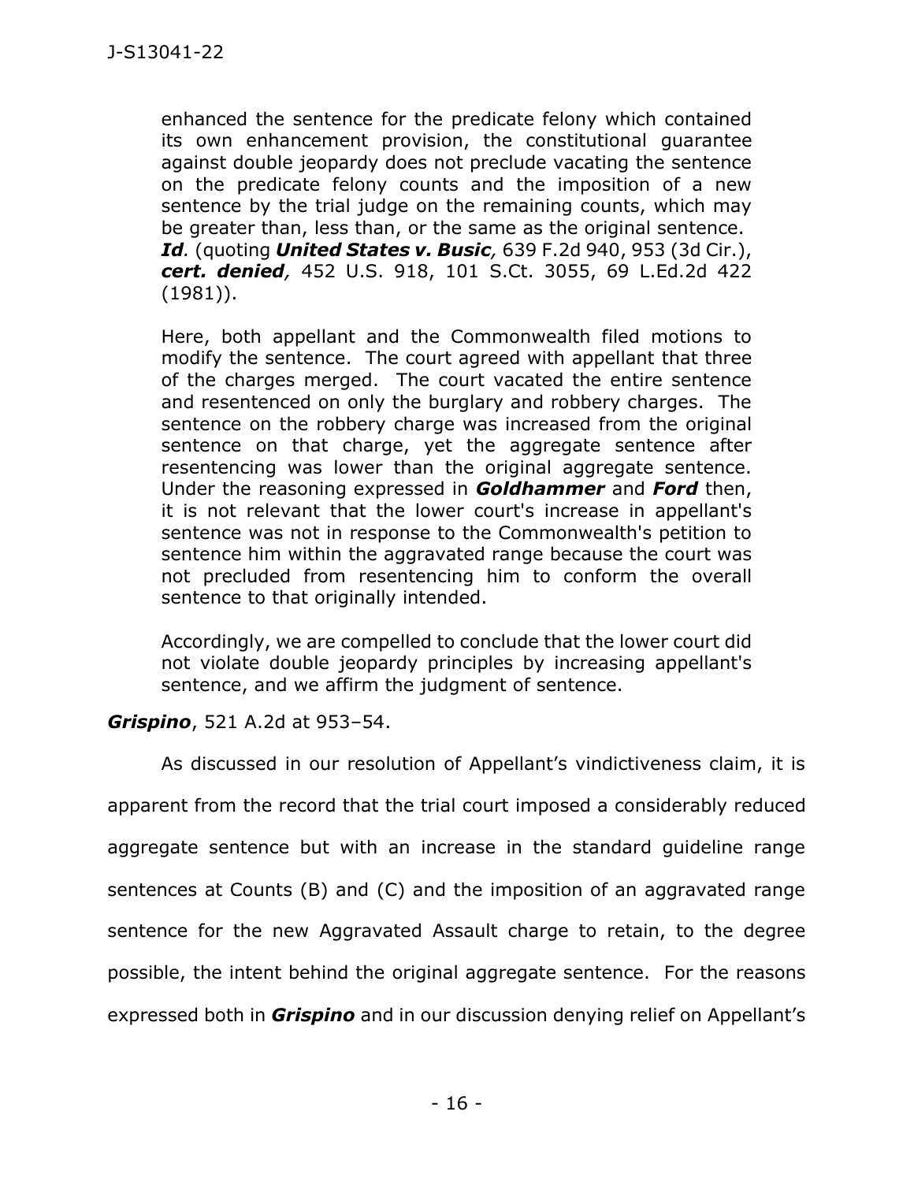> enhanced the sentence for the predicate felony which contained its own enhancement provision, the constitutional guarantee against double jeopardy does not preclude vacating the sentence on the predicate felony counts and the imposition of a new sentence by the trial judge on the remaining counts, which may be greater than, less than, or the same as the original sentence. ***Id.*** (quoting ***United States v. Busic,*** 639 F.2d 940, 953 (3d Cir.), ***cert. denied,*** 452 U.S. 918, 101 S.Ct. 3055, 69 L.Ed.2d 422 (1981)).
>
> Here, both appellant and the Commonwealth filed motions to modify the sentence. The court agreed with appellant that three of the charges merged. The court vacated the entire sentence and resentenced on only the burglary and robbery charges. The sentence on the robbery charge was increased from the original sentence on that charge, yet the aggregate sentence after resentencing was lower than the original aggregate sentence. Under the reasoning expressed in ***Goldhammer*** and ***Ford*** then, it is not relevant that the lower court's increase in appellant's sentence was not in response to the Commonwealth's petition to sentence him within the aggravated range because the court was not precluded from resentencing him to conform the overall sentence to that originally intended.
>
> Accordingly, we are compelled to conclude that the lower court did not violate double jeopardy principles by increasing appellant's sentence, and we affirm the judgment of sentence.

***Grispino***, 521 A.2d at 953–54.

As discussed in our resolution of Appellant's vindictiveness claim, it is apparent from the record that the trial court imposed a considerably reduced aggregate sentence but with an increase in the standard guideline range sentences at Counts (B) and (C) and the imposition of an aggravated range sentence for the new Aggravated Assault charge to retain, to the degree possible, the intent behind the original aggregate sentence. For the reasons expressed both in ***Grispino*** and in our discussion denying relief on Appellant's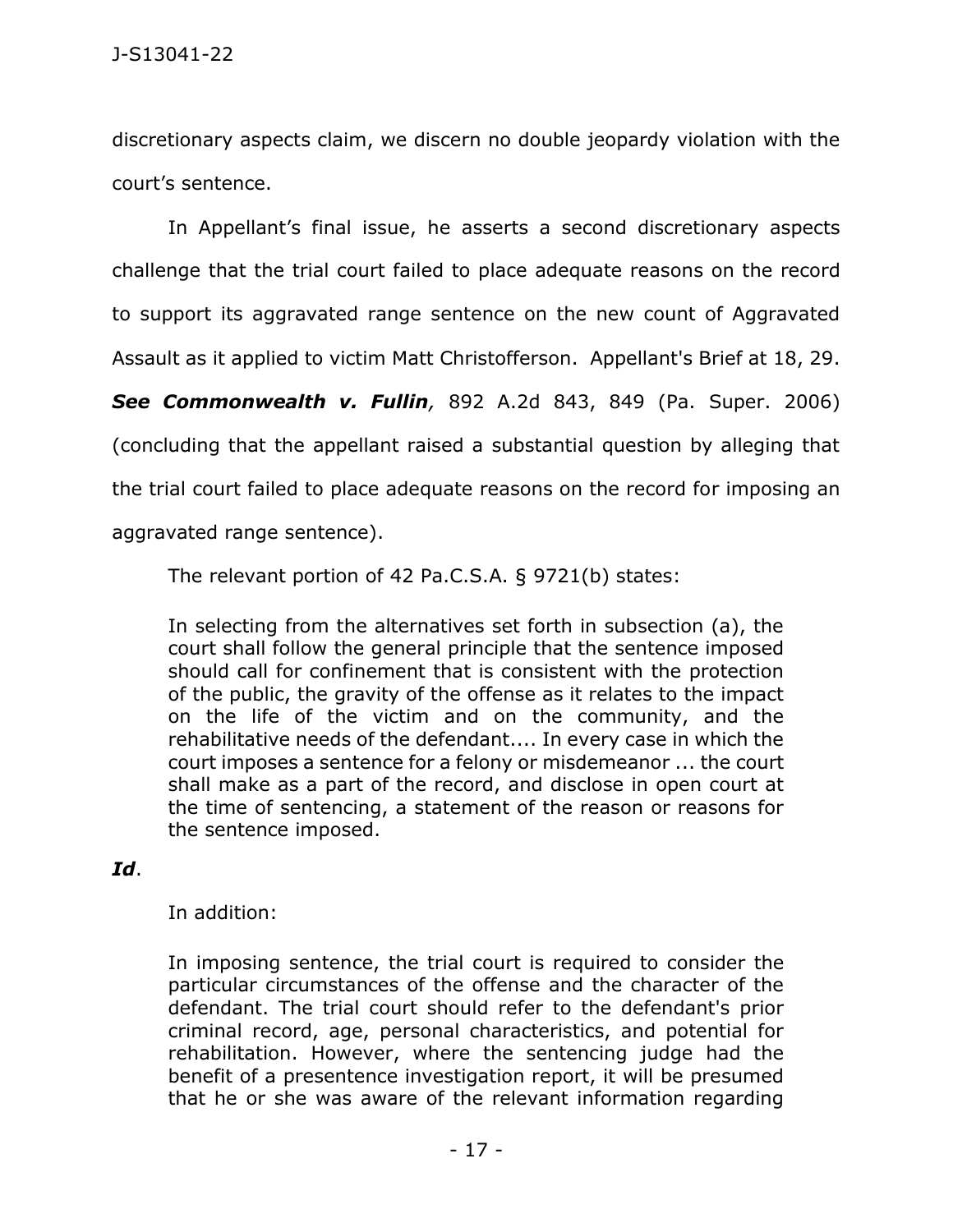discretionary aspects claim, we discern no double jeopardy violation with the court's sentence.

In Appellant's final issue, he asserts a second discretionary aspects challenge that the trial court failed to place adequate reasons on the record to support its aggravated range sentence on the new count of Aggravated Assault as it applied to victim Matt Christofferson. Appellant's Brief at 18, 29. ***See Commonwealth v. Fullin**,* 892 A.2d 843, 849 (Pa. Super. 2006) (concluding that the appellant raised a substantial question by alleging that the trial court failed to place adequate reasons on the record for imposing an aggravated range sentence).

The relevant portion of 42 Pa.C.S.A. § 9721(b) states:

> In selecting from the alternatives set forth in subsection (a), the court shall follow the general principle that the sentence imposed should call for confinement that is consistent with the protection of the public, the gravity of the offense as it relates to the impact on the life of the victim and on the community, and the rehabilitative needs of the defendant.... In every case in which the court imposes a sentence for a felony or misdemeanor ... the court shall make as a part of the record, and disclose in open court at the time of sentencing, a statement of the reason or reasons for the sentence imposed.

***Id***.

In addition:

> In imposing sentence, the trial court is required to consider the particular circumstances of the offense and the character of the defendant. The trial court should refer to the defendant's prior criminal record, age, personal characteristics, and potential for rehabilitation. However, where the sentencing judge had the benefit of a presentence investigation report, it will be presumed that he or she was aware of the relevant information regarding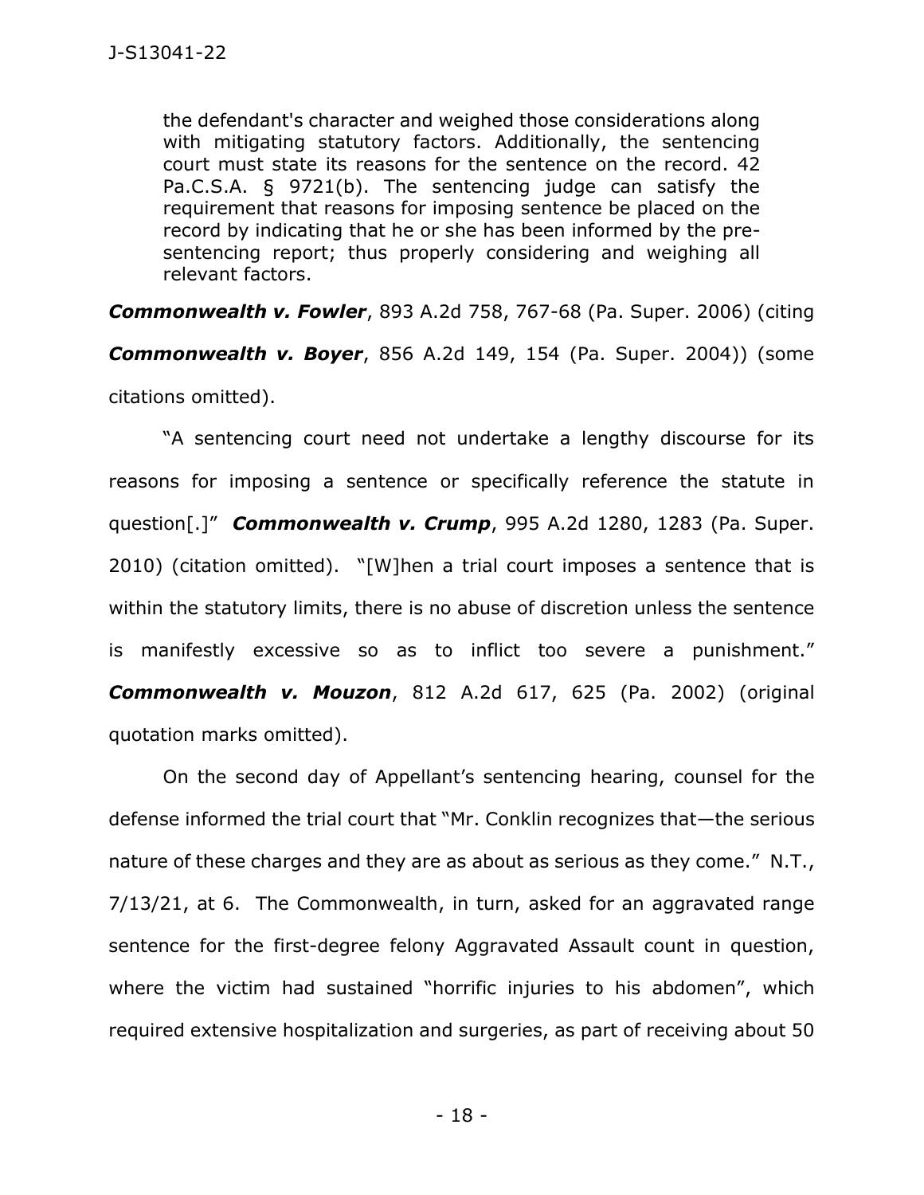> the defendant's character and weighed those considerations along with mitigating statutory factors. Additionally, the sentencing court must state its reasons for the sentence on the record. 42 Pa.C.S.A. § 9721(b). The sentencing judge can satisfy the requirement that reasons for imposing sentence be placed on the record by indicating that he or she has been informed by the pre-sentencing report; thus properly considering and weighing all relevant factors.

***Commonwealth v. Fowler***, 893 A.2d 758, 767-68 (Pa. Super. 2006) (citing ***Commonwealth v. Boyer***, 856 A.2d 149, 154 (Pa. Super. 2004)) (some citations omitted).

"A sentencing court need not undertake a lengthy discourse for its reasons for imposing a sentence or specifically reference the statute in question[.]" ***Commonwealth v. Crump***, 995 A.2d 1280, 1283 (Pa. Super. 2010) (citation omitted). "[W]hen a trial court imposes a sentence that is within the statutory limits, there is no abuse of discretion unless the sentence is manifestly excessive so as to inflict too severe a punishment." ***Commonwealth v. Mouzon***, 812 A.2d 617, 625 (Pa. 2002) (original quotation marks omitted).

On the second day of Appellant's sentencing hearing, counsel for the defense informed the trial court that "Mr. Conklin recognizes that—the serious nature of these charges and they are as about as serious as they come." N.T., 7/13/21, at 6. The Commonwealth, in turn, asked for an aggravated range sentence for the first-degree felony Aggravated Assault count in question, where the victim had sustained "horrific injuries to his abdomen", which required extensive hospitalization and surgeries, as part of receiving about 50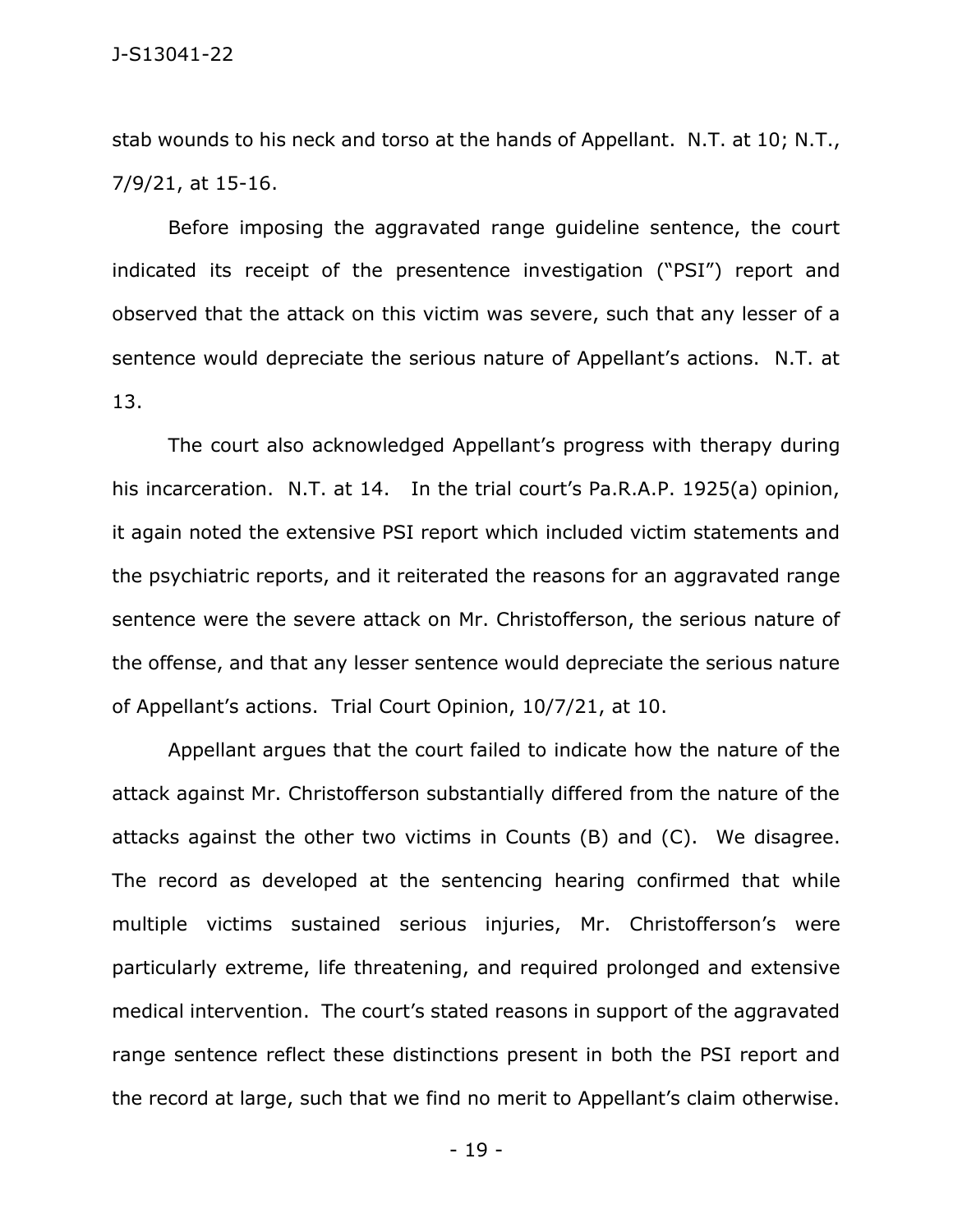stab wounds to his neck and torso at the hands of Appellant. N.T. at 10; N.T., 7/9/21, at 15-16.

Before imposing the aggravated range guideline sentence, the court indicated its receipt of the presentence investigation ("PSI") report and observed that the attack on this victim was severe, such that any lesser of a sentence would depreciate the serious nature of Appellant's actions. N.T. at 13.

The court also acknowledged Appellant's progress with therapy during his incarceration. N.T. at 14. In the trial court's Pa.R.A.P. 1925(a) opinion, it again noted the extensive PSI report which included victim statements and the psychiatric reports, and it reiterated the reasons for an aggravated range sentence were the severe attack on Mr. Christofferson, the serious nature of the offense, and that any lesser sentence would depreciate the serious nature of Appellant's actions. Trial Court Opinion, 10/7/21, at 10.

Appellant argues that the court failed to indicate how the nature of the attack against Mr. Christofferson substantially differed from the nature of the attacks against the other two victims in Counts (B) and (C). We disagree. The record as developed at the sentencing hearing confirmed that while multiple victims sustained serious injuries, Mr. Christofferson's were particularly extreme, life threatening, and required prolonged and extensive medical intervention. The court's stated reasons in support of the aggravated range sentence reflect these distinctions present in both the PSI report and the record at large, such that we find no merit to Appellant's claim otherwise.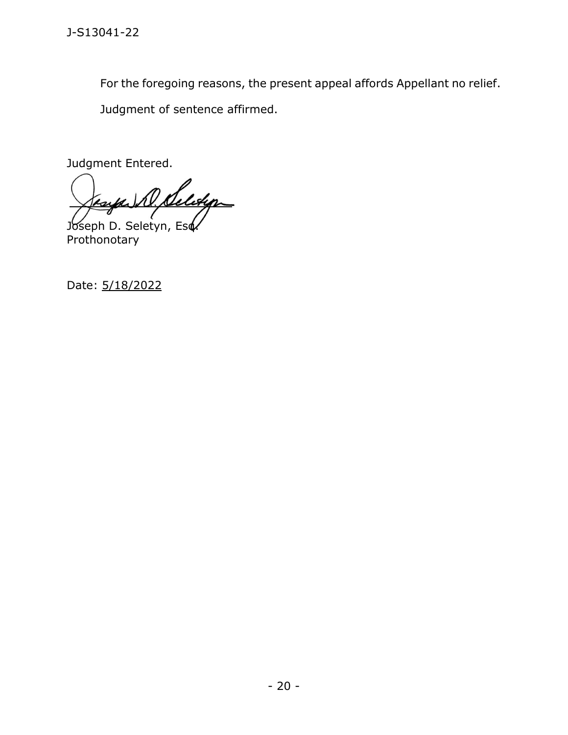For the foregoing reasons, the present appeal affords Appellant no relief.

Judgment of sentence affirmed.

Judgment Entered.

Joseph D. Seletyn, Esq.
Prothonotary

Date: 5/18/2022